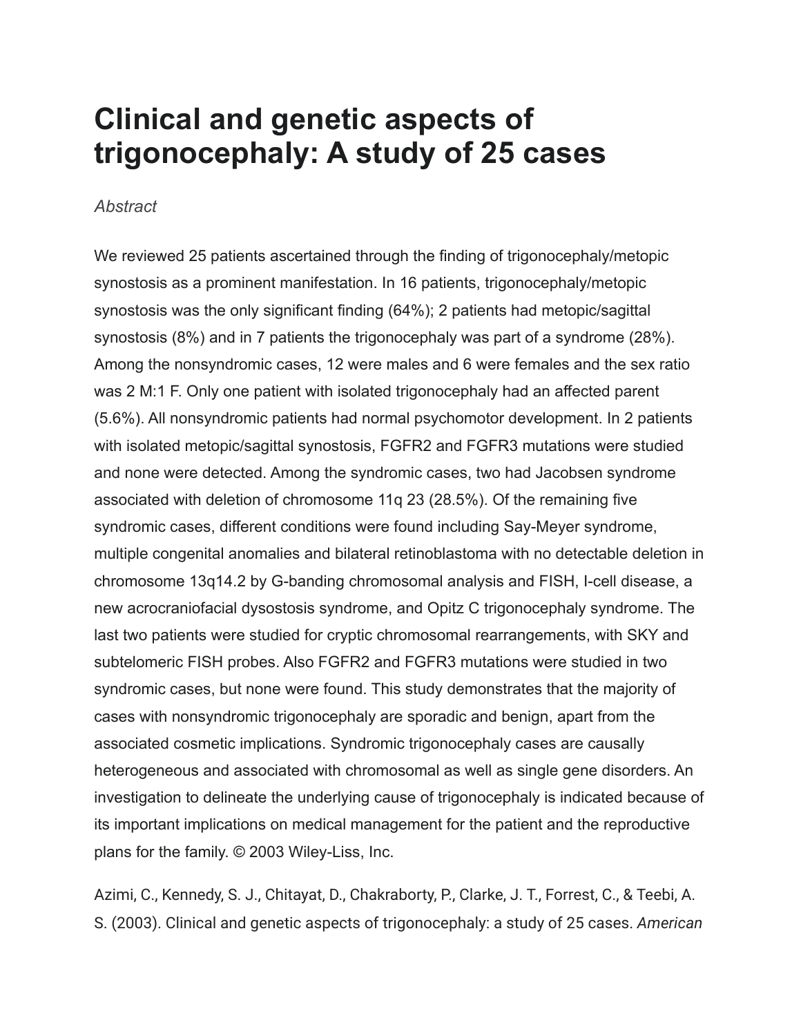# Clinical and genetic aspects of trigonocephaly: A study of 25 cases

*Abstract*

We reviewed 25 patients ascertained through the finding of trigonocephaly/metopic synostosis as a prominent manifestation. In 16 patients, trigonocephaly/metopic synostosis was the only significant finding (64%); 2 patients had metopic/sagittal synostosis (8%) and in 7 patients the trigonocephaly was part of a syndrome (28%). Among the nonsyndromic cases, 12 were males and 6 were females and the sex ratio was 2 M:1 F. Only one patient with isolated trigonocephaly had an affected parent (5.6%). All nonsyndromic patients had normal psychomotor development. In 2 patients with isolated metopic/sagittal synostosis, FGFR2 and FGFR3 mutations were studied and none were detected. Among the syndromic cases, two had Jacobsen syndrome associated with deletion of chromosome 11q 23 (28.5%). Of the remaining five syndromic cases, different conditions were found including Say-Meyer syndrome, multiple congenital anomalies and bilateral retinoblastoma with no detectable deletion in chromosome 13q14.2 by G-banding chromosomal analysis and FISH, I-cell disease, a new acrocraniofacial dysostosis syndrome, and Opitz C trigonocephaly syndrome. The last two patients were studied for cryptic chromosomal rearrangements, with SKY and subtelomeric FISH probes. Also FGFR2 and FGFR3 mutations were studied in two syndromic cases, but none were found. This study demonstrates that the majority of cases with nonsyndromic trigonocephaly are sporadic and benign, apart from the associated cosmetic implications. Syndromic trigonocephaly cases are causally heterogeneous and associated with chromosomal as well as single gene disorders. An investigation to delineate the underlying cause of trigonocephaly is indicated because of its important implications on medical management for the patient and the reproductive plans for the family. © 2003 Wiley-Liss, Inc.

Azimi, C., Kennedy, S. J., Chitayat, D., Chakraborty, P., Clarke, J. T., Forrest, C., & Teebi, A. S. (2003). Clinical and genetic aspects of trigonocephaly: a study of 25 cases. *American*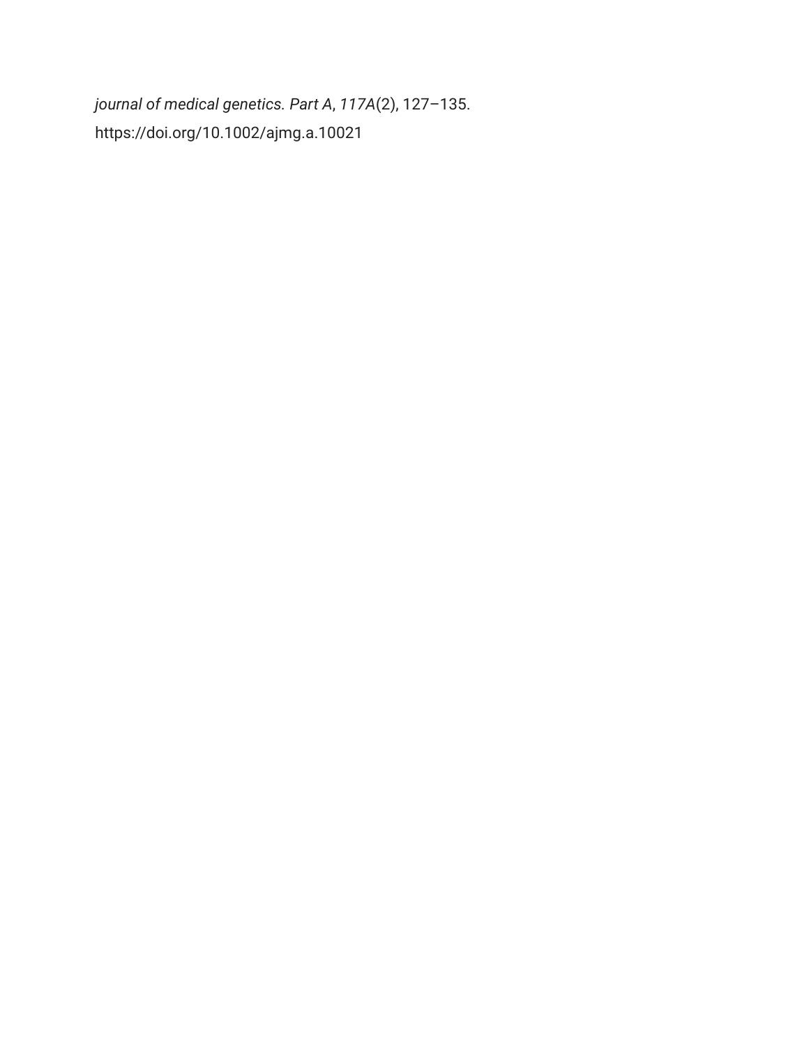*journal of medical genetics. Part A*, *117A*(2), 127–135. https://doi.org/10.1002/ajmg.a.10021